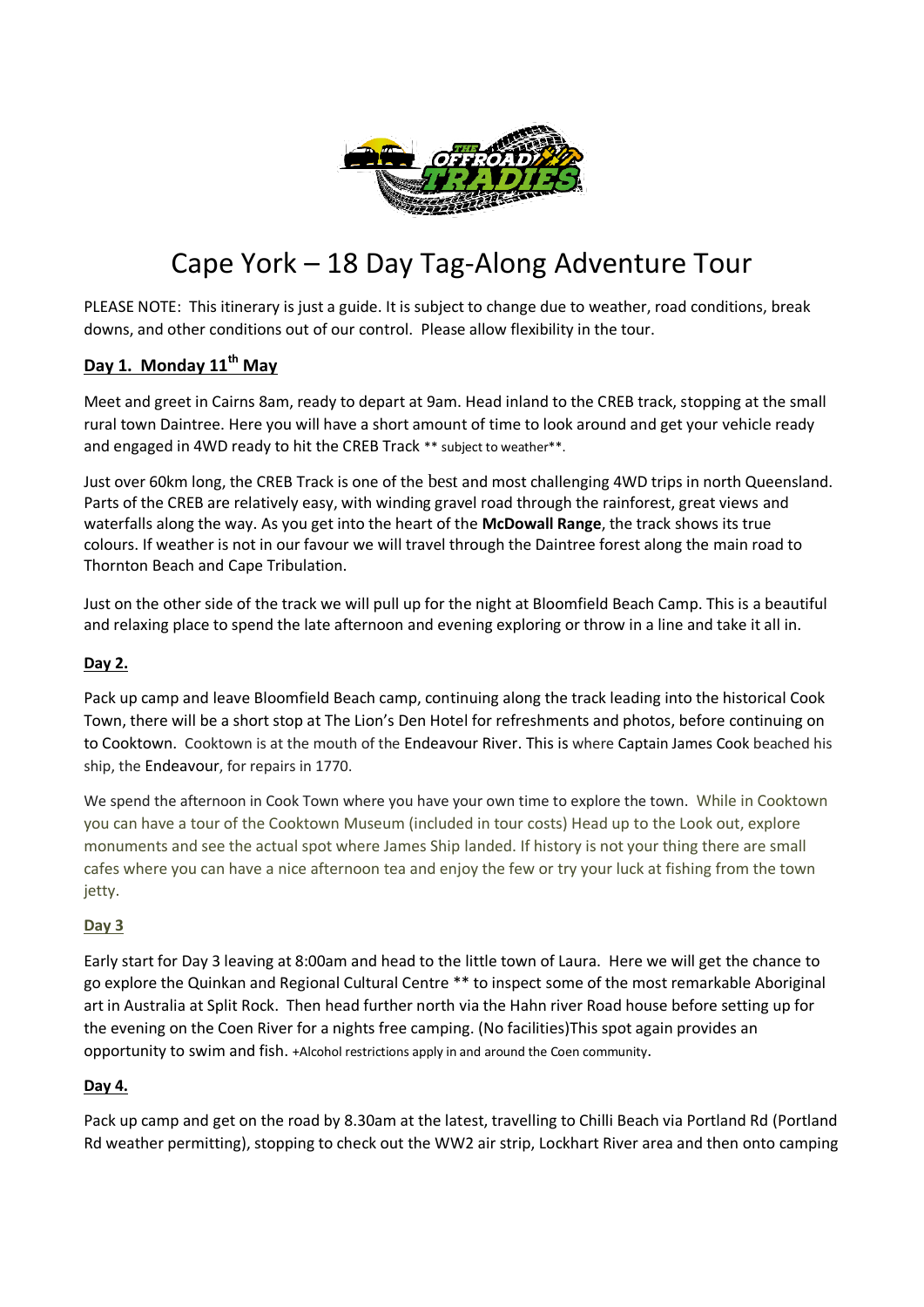# Cape York – 18 Day Tag-Along Adventure Tour

PLEASE NOTE: This itinerary is just a guide. It is subject to change due to weather, road conditions, break downs, and other conditions out of our control. Please allow flexibility in the tour.

## Day 1. Monday 11th May

Meet and greet in Cairns 8am, ready to depart at 9am. Head inland to the CREB track, stopping at the small rural town Daintree. Here you will have a short amount of time to look around and get your vehicle ready and engaged in 4WD ready to hit the CREB Track ** subject to weather**.

Just over 60km long, the CREB Track is one of the best and most challenging 4WD trips in north Queensland. Parts of the CREB are relatively easy, with winding gravel road through the rainforest, great views and waterfalls along the way. As you get into the heart of the **McDowall Range**, the track shows its true colours. If weather is not in our favour we will travel through the Daintree forest along the main road to Thornton Beach and Cape Tribulation.

Just on the other side of the track we will pull up for the night at Bloomfield Beach Camp. This is a beautiful and relaxing place to spend the late afternoon and evening exploring or throw in a line and take it all in.

## Day 2.

Pack up camp and leave Bloomfield Beach camp, continuing along the track leading into the historical Cook Town, there will be a short stop at The Lion's Den Hotel for refreshments and photos, before continuing on to Cooktown. Cooktown is at the mouth of the Endeavour River. This is where Captain James Cook beached his ship, the Endeavour, for repairs in 1770.

We spend the afternoon in Cook Town where you have your own time to explore the town. While in Cooktown you can have a tour of the Cooktown Museum (included in tour costs) Head up to the Look out, explore monuments and see the actual spot where James Ship landed. If history is not your thing there are small cafes where you can have a nice afternoon tea and enjoy the few or try your luck at fishing from the town jetty.

## Day 3

Early start for Day 3 leaving at 8:00am and head to the little town of Laura. Here we will get the chance to go explore the Quinkan and Regional Cultural Centre ** to inspect some of the most remarkable Aboriginal art in Australia at Split Rock. Then head further north via the Hahn river Road house before setting up for the evening on the Coen River for a nights free camping. (No facilities)This spot again provides an opportunity to swim and fish. +Alcohol restrictions apply in and around the Coen community.

## Day 4.

Pack up camp and get on the road by 8.30am at the latest, travelling to Chilli Beach via Portland Rd (Portland Rd weather permitting), stopping to check out the WW2 air strip, Lockhart River area and then onto camping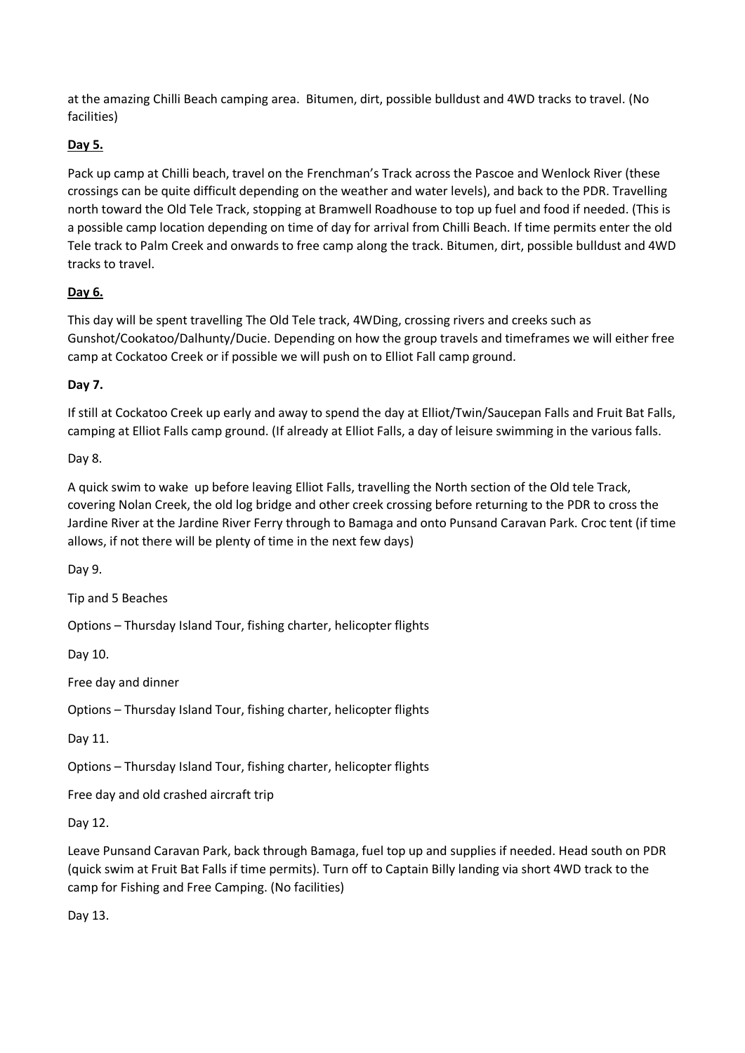at the amazing Chilli Beach camping area. Bitumen, dirt, possible bulldust and 4WD tracks to travel. (No facilities)

**Day 5.**

Pack up camp at Chilli beach, travel on the Frenchman's Track across the Pascoe and Wenlock River (these crossings can be quite difficult depending on the weather and water levels), and back to the PDR. Travelling north toward the Old Tele Track, stopping at Bramwell Roadhouse to top up fuel and food if needed. (This is a possible camp location depending on time of day for arrival from Chilli Beach. If time permits enter the old Tele track to Palm Creek and onwards to free camp along the track. Bitumen, dirt, possible bulldust and 4WD tracks to travel.

**Day 6.**

This day will be spent travelling The Old Tele track, 4WDing, crossing rivers and creeks such as Gunshot/Cookatoo/Dalhunty/Ducie. Depending on how the group travels and timeframes we will either free camp at Cockatoo Creek or if possible we will push on to Elliot Fall camp ground.

**Day 7.**

If still at Cockatoo Creek up early and away to spend the day at Elliot/Twin/Saucepan Falls and Fruit Bat Falls, camping at Elliot Falls camp ground. (If already at Elliot Falls, a day of leisure swimming in the various falls.

Day 8.

A quick swim to wake up before leaving Elliot Falls, travelling the North section of the Old tele Track, covering Nolan Creek, the old log bridge and other creek crossing before returning to the PDR to cross the Jardine River at the Jardine River Ferry through to Bamaga and onto Punsand Caravan Park. Croc tent (if time allows, if not there will be plenty of time in the next few days)

Day 9.

Tip and 5 Beaches

Options – Thursday Island Tour, fishing charter, helicopter flights

Day 10.

Free day and dinner

Options – Thursday Island Tour, fishing charter, helicopter flights

Day 11.

Options – Thursday Island Tour, fishing charter, helicopter flights

Free day and old crashed aircraft trip

Day 12.

Leave Punsand Caravan Park, back through Bamaga, fuel top up and supplies if needed. Head south on PDR (quick swim at Fruit Bat Falls if time permits). Turn off to Captain Billy landing via short 4WD track to the camp for Fishing and Free Camping. (No facilities)

Day 13.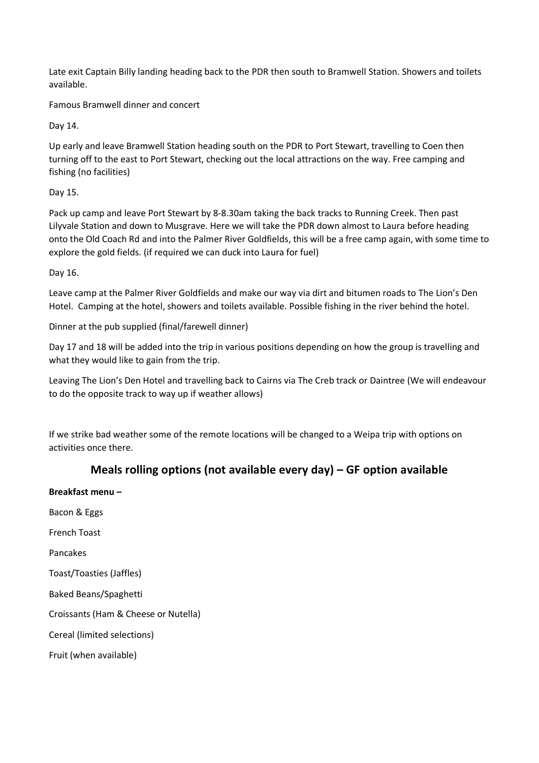Late exit Captain Billy landing heading back to the PDR then south to Bramwell Station. Showers and toilets available.

Famous Bramwell dinner and concert

Day 14.

Up early and leave Bramwell Station heading south on the PDR to Port Stewart, travelling to Coen then turning off to the east to Port Stewart, checking out the local attractions on the way. Free camping and fishing (no facilities)

Day 15.

Pack up camp and leave Port Stewart by 8-8.30am taking the back tracks to Running Creek. Then past Lilyvale Station and down to Musgrave. Here we will take the PDR down almost to Laura before heading onto the Old Coach Rd and into the Palmer River Goldfields, this will be a free camp again, with some time to explore the gold fields. (if required we can duck into Laura for fuel)

Day 16.

Leave camp at the Palmer River Goldfields and make our way via dirt and bitumen roads to The Lion's Den Hotel. Camping at the hotel, showers and toilets available. Possible fishing in the river behind the hotel.

Dinner at the pub supplied (final/farewell dinner)

Day 17 and 18 will be added into the trip in various positions depending on how the group is travelling and what they would like to gain from the trip.

Leaving The Lion's Den Hotel and travelling back to Cairns via The Creb track or Daintree (We will endeavour to do the opposite track to way up if weather allows)

If we strike bad weather some of the remote locations will be changed to a Weipa trip with options on activities once there.

## Meals rolling options (not available every day) – GF option available

**Breakfast menu –**

Bacon & Eggs

French Toast

Pancakes

Toast/Toasties (Jaffles)

Baked Beans/Spaghetti

Croissants (Ham & Cheese or Nutella)

Cereal (limited selections)

Fruit (when available)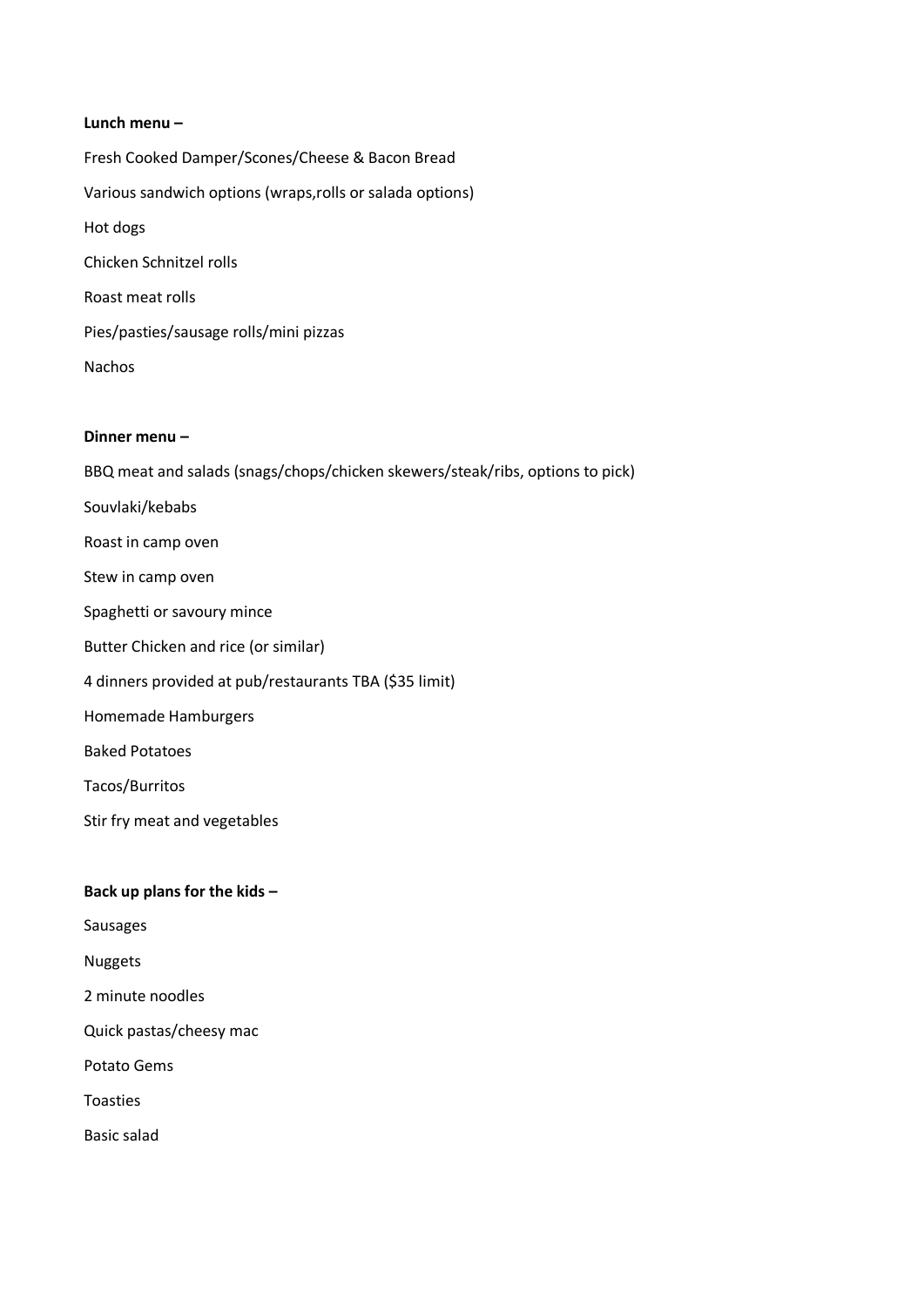**Lunch menu –**

Fresh Cooked Damper/Scones/Cheese & Bacon Bread

Various sandwich options (wraps,rolls or salada options)

Hot dogs

Chicken Schnitzel rolls

Roast meat rolls

Pies/pasties/sausage rolls/mini pizzas

Nachos

**Dinner menu –**

BBQ meat and salads (snags/chops/chicken skewers/steak/ribs, options to pick)

Souvlaki/kebabs

Roast in camp oven

Stew in camp oven

Spaghetti or savoury mince

Butter Chicken and rice (or similar)

4 dinners provided at pub/restaurants TBA ($35 limit)

Homemade Hamburgers

Baked Potatoes

Tacos/Burritos

Stir fry meat and vegetables

**Back up plans for the kids –**

Sausages

Nuggets

2 minute noodles

Quick pastas/cheesy mac

Potato Gems

Toasties

Basic salad